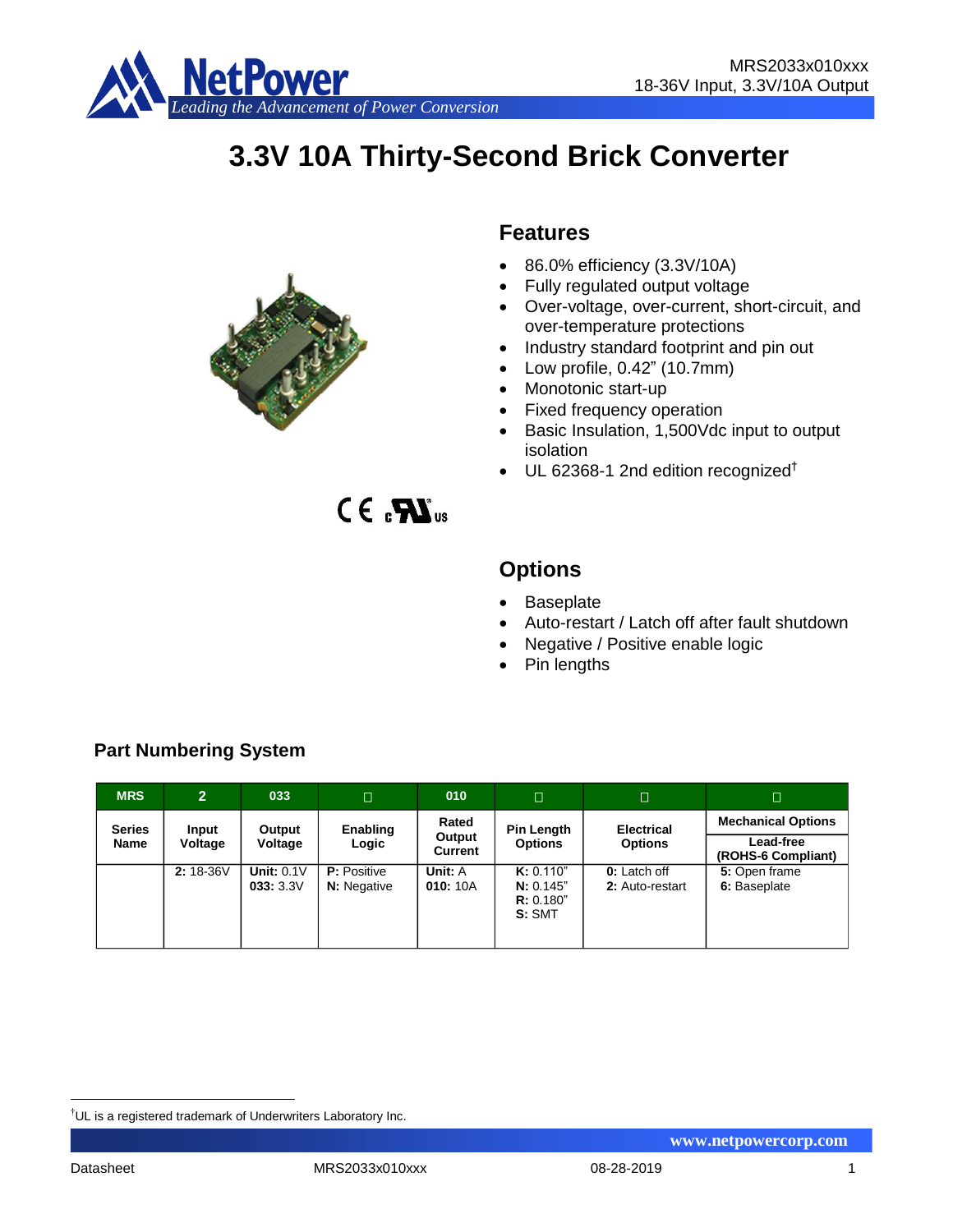# 3.3V 10A Thirty-Second Brick Converter

## Features

- 86.0% efficiency (3.3V/10A)
- Fully regulated output voltage
- Over-voltage, over-current, short-circuit, and over-temperature protections
- Industry standard footprint and pin out
- Low profile, 0.42” (10.7mm)
- Monotonic start-up
- Fixed frequency operation
- Basic Insulation, 1,500Vdc input to output isolation
- UL 62368-1 2nd edition recognized†

## Options

- Baseplate
- Auto-restart / Latch off after fault shutdown
- Negative / Positive enable logic
- Pin lengths

### Part Numbering System

| MRS | 2 | 033 | □ | 010 | □ | □ | □ |
|---|---|---|---|---|---|---|---|
| Series Name | Input Voltage | Output Voltage | Enabling Logic | Rated Output Current | Pin Length Options | Electrical Options | Mechanical Options<br>Lead-free (ROHS-6 Compliant) |
| | **2:** 18-36V | **Unit:** 0.1V<br>**033:** 3.3V | **P:** Positive<br>**N:** Negative | **Unit:** A<br>**010:** 10A | **K:** 0.110”<br>**N:** 0.145”<br>**R:** 0.180”<br>**S:** SMT | **0:** Latch off<br>**2:** Auto-restart | **5:** Open frame<br>**6:** Baseplate |

†UL is a registered trademark of Underwriters Laboratory Inc.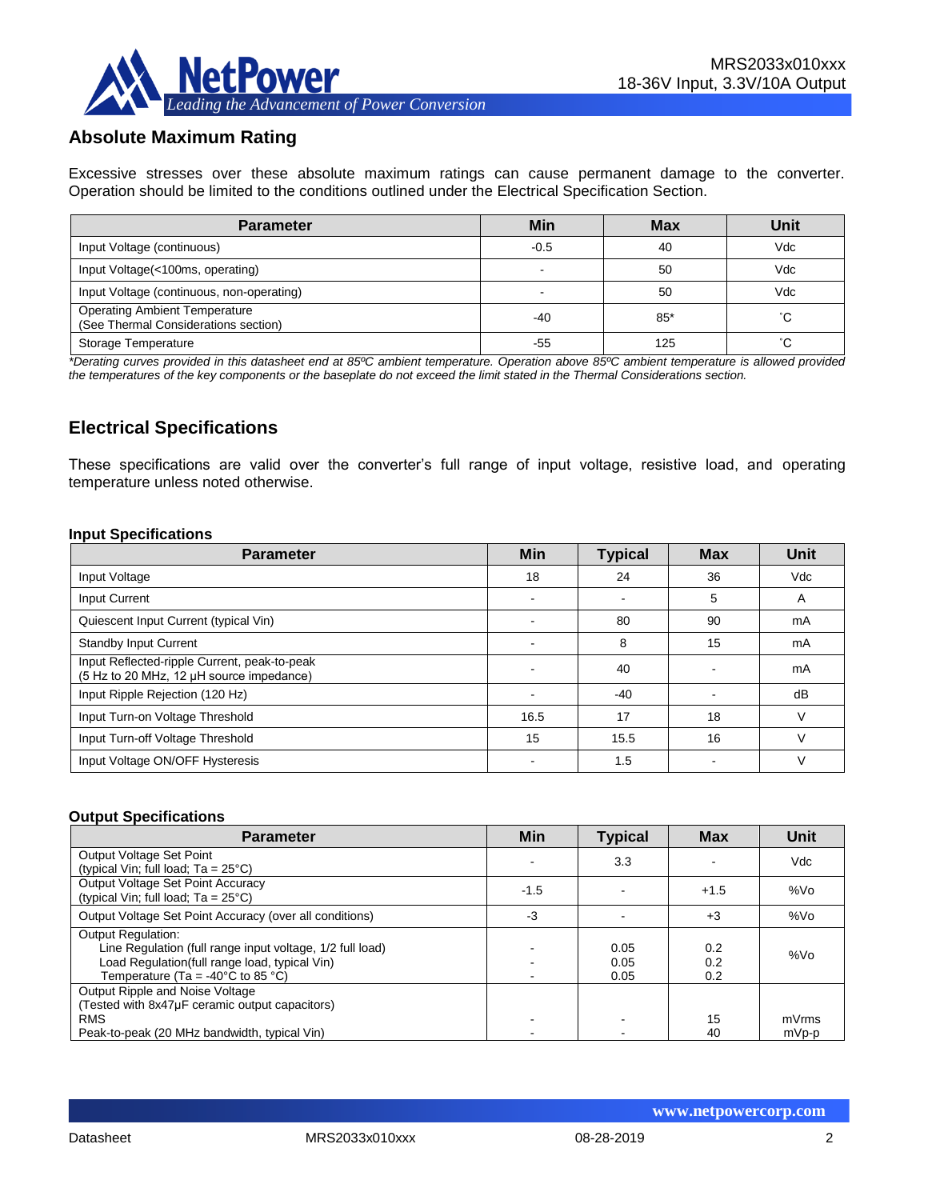## Absolute Maximum Rating

Excessive stresses over these absolute maximum ratings can cause permanent damage to the converter. Operation should be limited to the conditions outlined under the Electrical Specification Section.

| Parameter | Min | Max | Unit |
|---|---|---|---|
| Input Voltage (continuous) | -0.5 | 40 | Vdc |
| Input Voltage(<100ms, operating) | - | 50 | Vdc |
| Input Voltage (continuous, non-operating) | - | 50 | Vdc |
| Operating Ambient Temperature (See Thermal Considerations section) | -40 | 85* | ˚C |
| Storage Temperature | -55 | 125 | ˚C |

*\*Derating curves provided in this datasheet end at 85ºC ambient temperature. Operation above 85ºC ambient temperature is allowed provided the temperatures of the key components or the baseplate do not exceed the limit stated in the Thermal Considerations section.*

## Electrical Specifications

These specifications are valid over the converter's full range of input voltage, resistive load, and operating temperature unless noted otherwise.

### Input Specifications

| Parameter | Min | Typical | Max | Unit |
|---|---|---|---|---|
| Input Voltage | 18 | 24 | 36 | Vdc |
| Input Current | - | - | 5 | A |
| Quiescent Input Current (typical Vin) | - | 80 | 90 | mA |
| Standby Input Current | - | 8 | 15 | mA |
| Input Reflected-ripple Current, peak-to-peak (5 Hz to 20 MHz, 12 µH source impedance) | - | 40 | - | mA |
| Input Ripple Rejection (120 Hz) | - | -40 | - | dB |
| Input Turn-on Voltage Threshold | 16.5 | 17 | 18 | V |
| Input Turn-off Voltage Threshold | 15 | 15.5 | 16 | V |
| Input Voltage ON/OFF Hysteresis | - | 1.5 | - | V |

### Output Specifications

| Parameter | Min | Typical | Max | Unit |
|---|---|---|---|---|
| Output Voltage Set Point (typical Vin; full load; Ta = 25°C) | - | 3.3 | - | Vdc |
| Output Voltage Set Point Accuracy (typical Vin; full load; Ta = 25°C) | -1.5 | - | +1.5 | %Vo |
| Output Voltage Set Point Accuracy (over all conditions) | -3 | - | +3 | %Vo |
| Output Regulation:<br>Line Regulation (full range input voltage, 1/2 full load)<br>Load Regulation(full range load, typical Vin)<br>Temperature (Ta = -40°C to 85 °C) | <br>-<br>-<br>- | <br>0.05<br>0.05<br>0.05 | <br>0.2<br>0.2<br>0.2 | %Vo |
| Output Ripple and Noise Voltage<br>(Tested with 8x47µF ceramic output capacitors)<br>RMS<br>Peak-to-peak (20 MHz bandwidth, typical Vin) | <br><br>-<br>- | <br><br>-<br>- | <br><br>15<br>40 | <br><br>mVrms<br>mVp-p |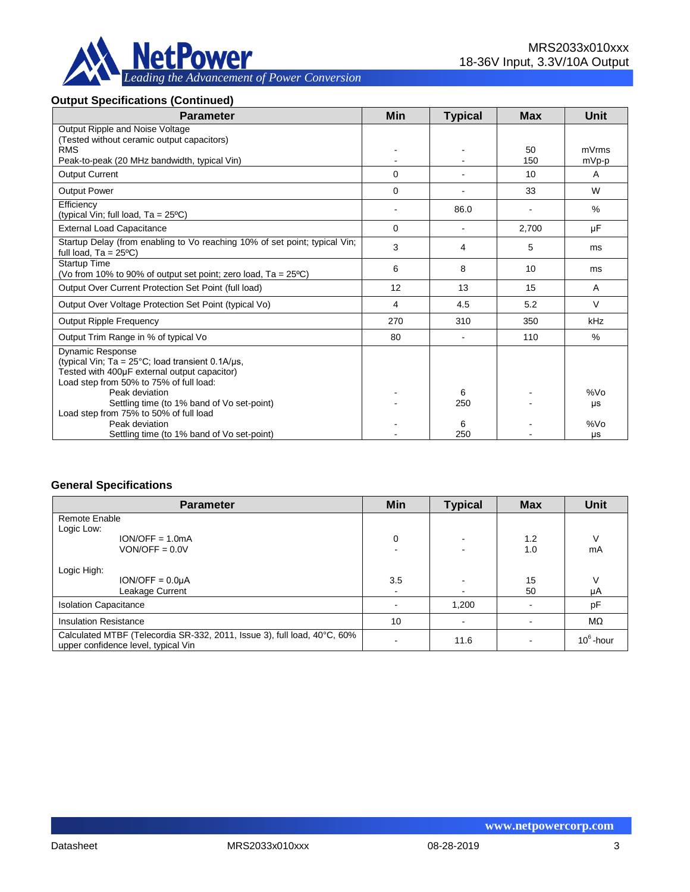## Output Specifications (Continued)

| Parameter | Min | Typical | Max | Unit |
|---|---|---|---|---|
| Output Ripple and Noise Voltage (Tested without ceramic output capacitors) RMS | - | - | 50 | mVrms |
| Peak-to-peak (20 MHz bandwidth, typical Vin) | - | - | 150 | mVp-p |
| Output Current | 0 | - | 10 | A |
| Output Power | 0 | - | 33 | W |
| Efficiency (typical Vin; full load, Ta = 25ºC) | - | 86.0 | - | % |
| External Load Capacitance | 0 | - | 2,700 | μF |
| Startup Delay (from enabling to Vo reaching 10% of set point; typical Vin; full load, Ta = 25ºC) | 3 | 4 | 5 | ms |
| Startup Time (Vo from 10% to 90% of output set point; zero load, Ta = 25ºC) | 6 | 8 | 10 | ms |
| Output Over Current Protection Set Point (full load) | 12 | 13 | 15 | A |
| Output Over Voltage Protection Set Point (typical Vo) | 4 | 4.5 | 5.2 | V |
| Output Ripple Frequency | 270 | 310 | 350 | kHz |
| Output Trim Range in % of typical Vo | 80 | - | 110 | % |
| Dynamic Response (typical Vin; Ta = 25°C; load transient 0.1A/μs, Tested with 400μF external output capacitor) | | | | |
| Load step from 50% to 75% of full load: Peak deviation | - | 6 | - | %Vo |
| Load step from 50% to 75% of full load: Settling time (to 1% band of Vo set-point) | - | 250 | - | μs |
| Load step from 75% to 50% of full load: Peak deviation | - | 6 | - | %Vo |
| Load step from 75% to 50% of full load: Settling time (to 1% band of Vo set-point) | - | 250 | - | μs |

## General Specifications

| Parameter | Min | Typical | Max | Unit |
|---|---|---|---|---|
| Remote Enable | | | | |
| Logic Low: ION/OFF = 1.0mA | 0 | - | 1.2 | V |
| Logic Low: VON/OFF = 0.0V | - | - | 1.0 | mA |
| Logic High: ION/OFF = 0.0μA | 3.5 | - | 15 | V |
| Logic High: Leakage Current | - | - | 50 | μA |
| Isolation Capacitance | - | 1,200 | - | pF |
| Insulation Resistance | 10 | - | - | MΩ |
| Calculated MTBF (Telecordia SR-332, 2011, Issue 3), full load, 40°C, 60% upper confidence level, typical Vin | - | 11.6 | - | $10^6$-hour |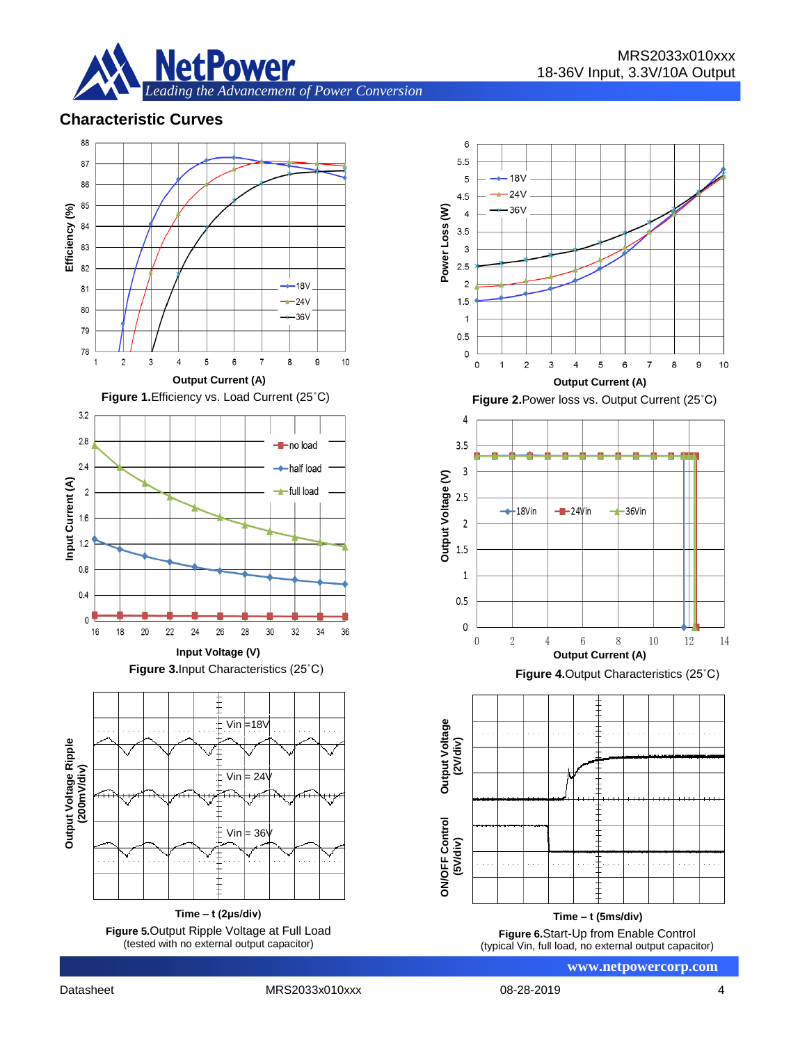## Characteristic Curves

**Figure 1.** Efficiency vs. Load Current (25˚C)

**Figure 2.** Power loss vs. Output Current (25˚C)

**Figure 3.** Input Characteristics (25˚C)

**Figure 4.** Output Characteristics (25˚C)

**Figure 5.** Output Ripple Voltage at Full Load
(tested with no external output capacitor)

**Figure 6.** Start-Up from Enable Control
(typical Vin, full load, no external output capacitor)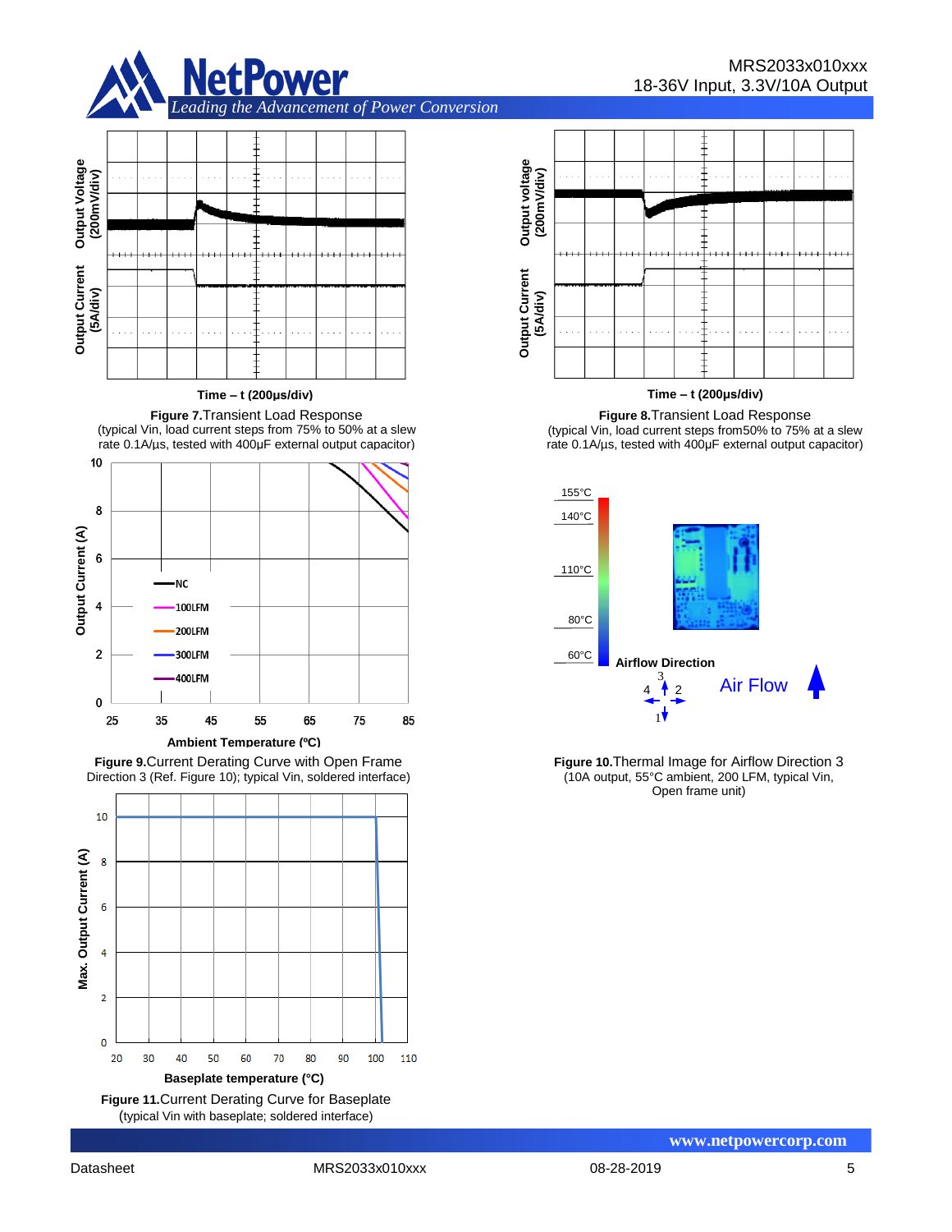Output Voltage (200mV/div)

Output Current (5A/div)

Time – t (200µs/div)

**Figure 7.**Transient Load Response
(typical Vin, load current steps from 75% to 50% at a slew rate 0.1A/µs, tested with 400µF external output capacitor)

Output voltage (200mV/div)

Output Current (5A/div)

Time – t (200µs/div)

**Figure 8.**Transient Load Response
(typical Vin, load current steps from50% to 75% at a slew rate 0.1A/µs, tested with 400µF external output capacitor)

Output Current (A)

Ambient Temperature (ºC)

NC, 100LFM, 200LFM, 300LFM, 400LFM

**Figure 9.**Current Derating Curve with Open Frame Direction 3 (Ref. Figure 10); typical Vin, soldered interface)

155°C, 140°C, 110°C, 80°C, 60°C

**Airflow Direction**

Air Flow

**Figure 10.**Thermal Image for Airflow Direction 3
(10A output, 55°C ambient, 200 LFM, typical Vin, Open frame unit)

Max. Output Current (A)

**Baseplate temperature (°C)**

**Figure 11.**Current Derating Curve for Baseplate
(typical Vin with baseplate; soldered interface)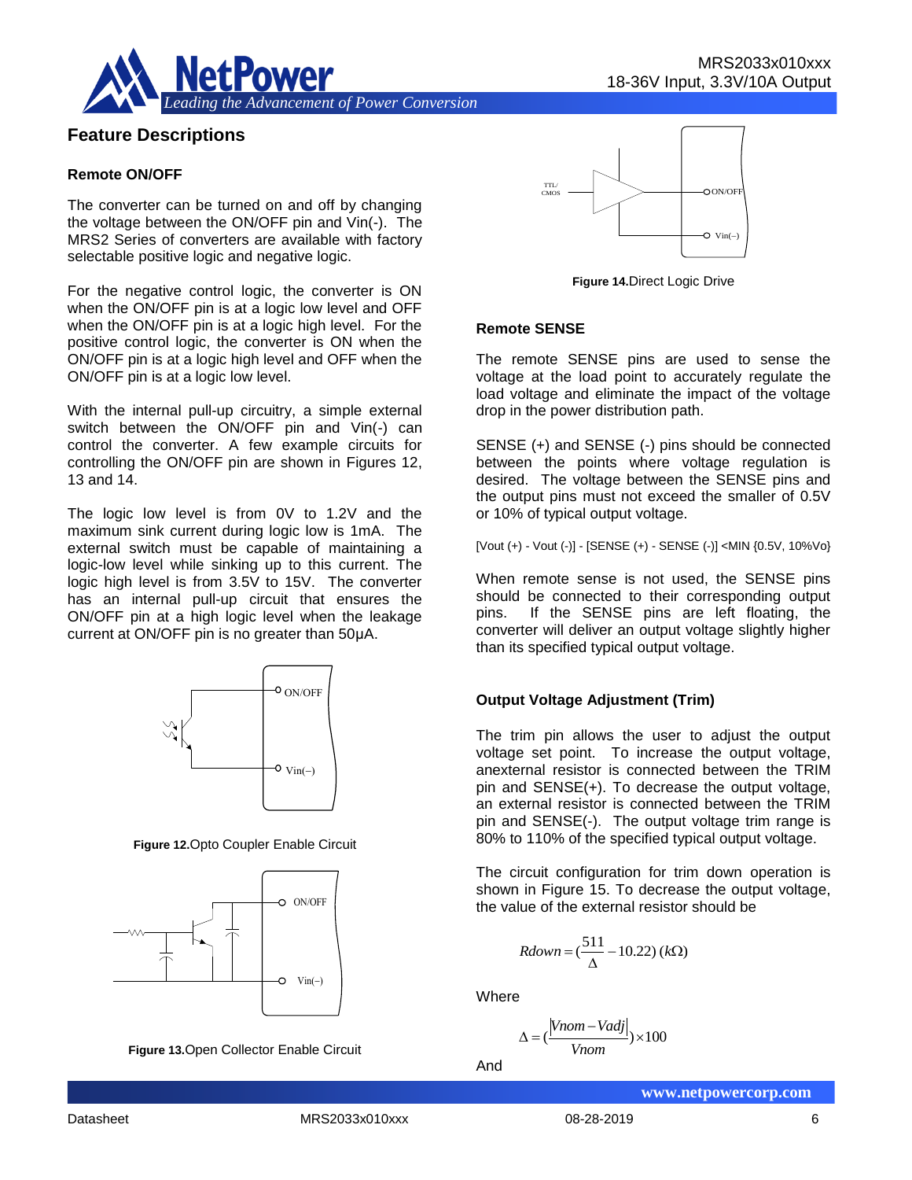## Feature Descriptions

### Remote ON/OFF

The converter can be turned on and off by changing the voltage between the ON/OFF pin and Vin(-). The MRS2 Series of converters are available with factory selectable positive logic and negative logic.

For the negative control logic, the converter is ON when the ON/OFF pin is at a logic low level and OFF when the ON/OFF pin is at a logic high level. For the positive control logic, the converter is ON when the ON/OFF pin is at a logic high level and OFF when the ON/OFF pin is at a logic low level.

With the internal pull-up circuitry, a simple external switch between the ON/OFF pin and Vin(-) can control the converter. A few example circuits for controlling the ON/OFF pin are shown in Figures 12, 13 and 14.

The logic low level is from 0V to 1.2V and the maximum sink current during logic low is 1mA. The external switch must be capable of maintaining a logic-low level while sinking up to this current. The logic high level is from 3.5V to 15V. The converter has an internal pull-up circuit that ensures the ON/OFF pin at a high logic level when the leakage current at ON/OFF pin is no greater than 50μA.

**Figure 12.**Opto Coupler Enable Circuit

**Figure 13.**Open Collector Enable Circuit

**Figure 14.**Direct Logic Drive

### Remote SENSE

The remote SENSE pins are used to sense the voltage at the load point to accurately regulate the load voltage and eliminate the impact of the voltage drop in the power distribution path.

SENSE (+) and SENSE (-) pins should be connected between the points where voltage regulation is desired. The voltage between the SENSE pins and the output pins must not exceed the smaller of 0.5V or 10% of typical output voltage.

[Vout (+) - Vout (-)] - [SENSE (+) - SENSE (-)] <MIN {0.5V, 10%Vo}

When remote sense is not used, the SENSE pins should be connected to their corresponding output pins. If the SENSE pins are left floating, the converter will deliver an output voltage slightly higher than its specified typical output voltage.

### Output Voltage Adjustment (Trim)

The trim pin allows the user to adjust the output voltage set point. To increase the output voltage, anexternal resistor is connected between the TRIM pin and SENSE(+). To decrease the output voltage, an external resistor is connected between the TRIM pin and SENSE(-). The output voltage trim range is 80% to 110% of the specified typical output voltage.

The circuit configuration for trim down operation is shown in Figure 15. To decrease the output voltage, the value of the external resistor should be

$$Rdown = \left(\frac{511}{\Delta} - 10.22\right)\ (k\Omega)$$

Where

$$\Delta = \left(\frac{|Vnom - Vadj|}{Vnom}\right) \times 100$$

And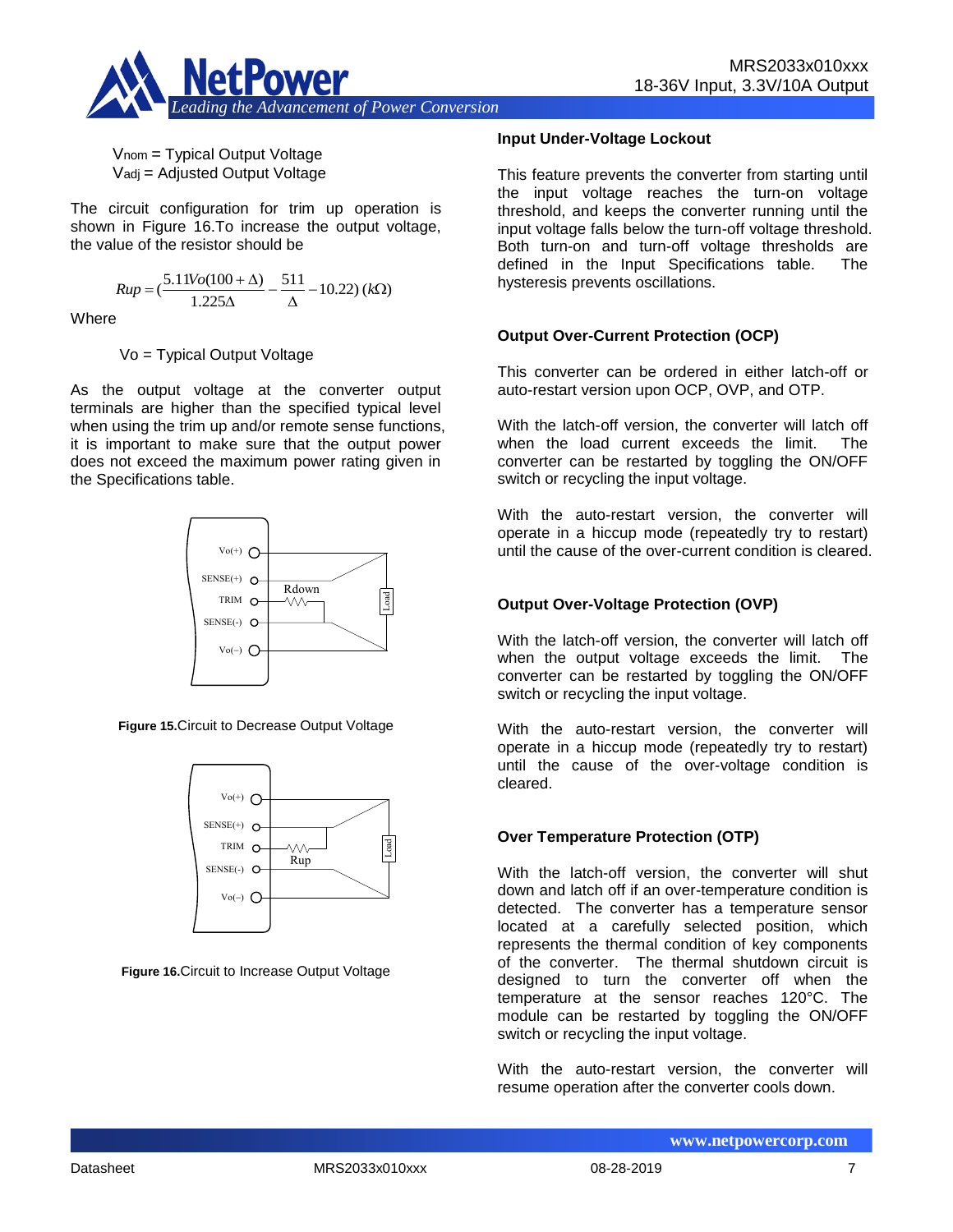Vnom = Typical Output Voltage
Vadj = Adjusted Output Voltage

The circuit configuration for trim up operation is shown in Figure 16.To increase the output voltage, the value of the resistor should be

$$Rup = \left(\frac{5.11Vo(100+\Delta)}{1.225\Delta} - \frac{511}{\Delta} - 10.22\right)(k\Omega)$$

Where

Vo = Typical Output Voltage

As the output voltage at the converter output terminals are higher than the specified typical level when using the trim up and/or remote sense functions, it is important to make sure that the output power does not exceed the maximum power rating given in the Specifications table.

**Figure 15.** Circuit to Decrease Output Voltage

**Figure 16.** Circuit to Increase Output Voltage

### Input Under-Voltage Lockout

This feature prevents the converter from starting until the input voltage reaches the turn-on voltage threshold, and keeps the converter running until the input voltage falls below the turn-off voltage threshold. Both turn-on and turn-off voltage thresholds are defined in the Input Specifications table. The hysteresis prevents oscillations.

### Output Over-Current Protection (OCP)

This converter can be ordered in either latch-off or auto-restart version upon OCP, OVP, and OTP.

With the latch-off version, the converter will latch off when the load current exceeds the limit. The converter can be restarted by toggling the ON/OFF switch or recycling the input voltage.

With the auto-restart version, the converter will operate in a hiccup mode (repeatedly try to restart) until the cause of the over-current condition is cleared.

### Output Over-Voltage Protection (OVP)

With the latch-off version, the converter will latch off when the output voltage exceeds the limit. The converter can be restarted by toggling the ON/OFF switch or recycling the input voltage.

With the auto-restart version, the converter will operate in a hiccup mode (repeatedly try to restart) until the cause of the over-voltage condition is cleared.

### Over Temperature Protection (OTP)

With the latch-off version, the converter will shut down and latch off if an over-temperature condition is detected. The converter has a temperature sensor located at a carefully selected position, which represents the thermal condition of key components of the converter. The thermal shutdown circuit is designed to turn the converter off when the temperature at the sensor reaches 120°C. The module can be restarted by toggling the ON/OFF switch or recycling the input voltage.

With the auto-restart version, the converter will resume operation after the converter cools down.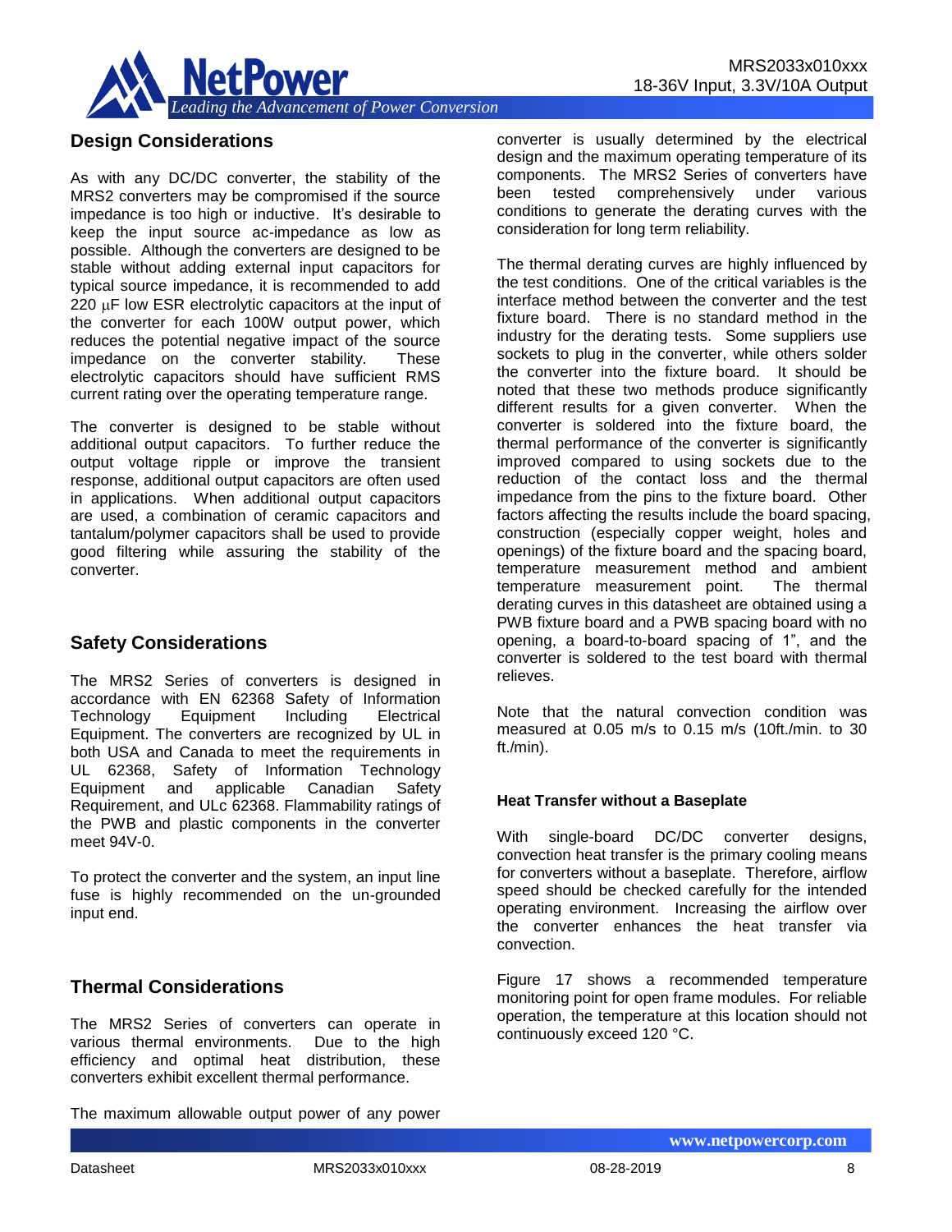## Design Considerations

As with any DC/DC converter, the stability of the MRS2 converters may be compromised if the source impedance is too high or inductive. It's desirable to keep the input source ac-impedance as low as possible. Although the converters are designed to be stable without adding external input capacitors for typical source impedance, it is recommended to add 220 μF low ESR electrolytic capacitors at the input of the converter for each 100W output power, which reduces the potential negative impact of the source impedance on the converter stability. These electrolytic capacitors should have sufficient RMS current rating over the operating temperature range.

The converter is designed to be stable without additional output capacitors. To further reduce the output voltage ripple or improve the transient response, additional output capacitors are often used in applications. When additional output capacitors are used, a combination of ceramic capacitors and tantalum/polymer capacitors shall be used to provide good filtering while assuring the stability of the converter.

## Safety Considerations

The MRS2 Series of converters is designed in accordance with EN 62368 Safety of Information Technology Equipment Including Electrical Equipment. The converters are recognized by UL in both USA and Canada to meet the requirements in UL 62368, Safety of Information Technology Equipment and applicable Canadian Safety Requirement, and ULc 62368. Flammability ratings of the PWB and plastic components in the converter meet 94V-0.

To protect the converter and the system, an input line fuse is highly recommended on the un-grounded input end.

## Thermal Considerations

The MRS2 Series of converters can operate in various thermal environments. Due to the high efficiency and optimal heat distribution, these converters exhibit excellent thermal performance.

The maximum allowable output power of any power converter is usually determined by the electrical design and the maximum operating temperature of its components. The MRS2 Series of converters have been tested comprehensively under various conditions to generate the derating curves with the consideration for long term reliability.

The thermal derating curves are highly influenced by the test conditions. One of the critical variables is the interface method between the converter and the test fixture board. There is no standard method in the industry for the derating tests. Some suppliers use sockets to plug in the converter, while others solder the converter into the fixture board. It should be noted that these two methods produce significantly different results for a given converter. When the converter is soldered into the fixture board, the thermal performance of the converter is significantly improved compared to using sockets due to the reduction of the contact loss and the thermal impedance from the pins to the fixture board. Other factors affecting the results include the board spacing, construction (especially copper weight, holes and openings) of the fixture board and the spacing board, temperature measurement method and ambient temperature measurement point. The thermal derating curves in this datasheet are obtained using a PWB fixture board and a PWB spacing board with no opening, a board-to-board spacing of 1", and the converter is soldered to the test board with thermal relieves.

Note that the natural convection condition was measured at 0.05 m/s to 0.15 m/s (10ft./min. to 30 ft./min).

### Heat Transfer without a Baseplate

With single-board DC/DC converter designs, convection heat transfer is the primary cooling means for converters without a baseplate. Therefore, airflow speed should be checked carefully for the intended operating environment. Increasing the airflow over the converter enhances the heat transfer via convection.

Figure 17 shows a recommended temperature monitoring point for open frame modules. For reliable operation, the temperature at this location should not continuously exceed 120 °C.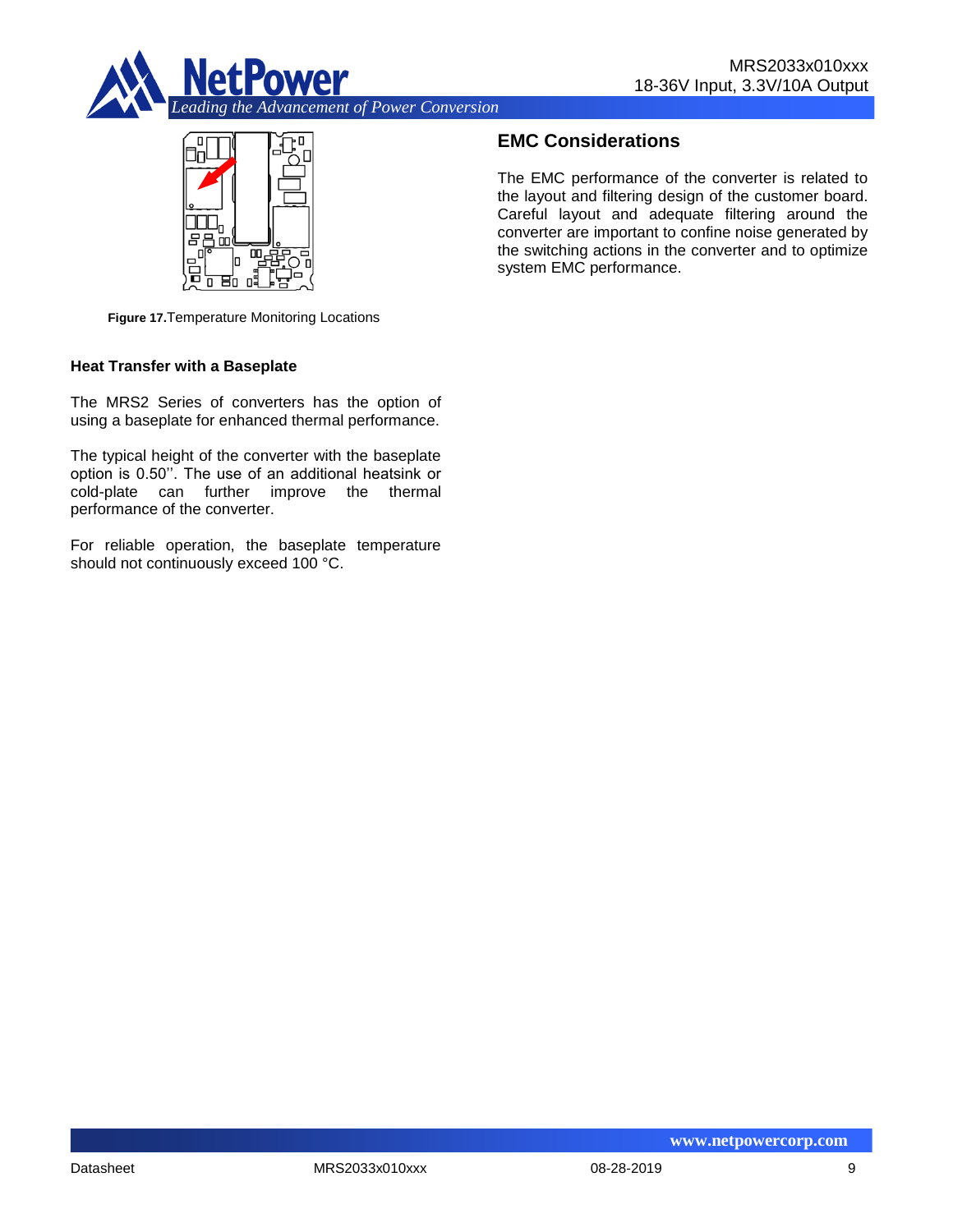**Figure 17.** Temperature Monitoring Locations

### Heat Transfer with a Baseplate

The MRS2 Series of converters has the option of using a baseplate for enhanced thermal performance.

The typical height of the converter with the baseplate option is 0.50''. The use of an additional heatsink or cold-plate can further improve the thermal performance of the converter.

For reliable operation, the baseplate temperature should not continuously exceed 100 °C.

## EMC Considerations

The EMC performance of the converter is related to the layout and filtering design of the customer board. Careful layout and adequate filtering around the converter are important to confine noise generated by the switching actions in the converter and to optimize system EMC performance.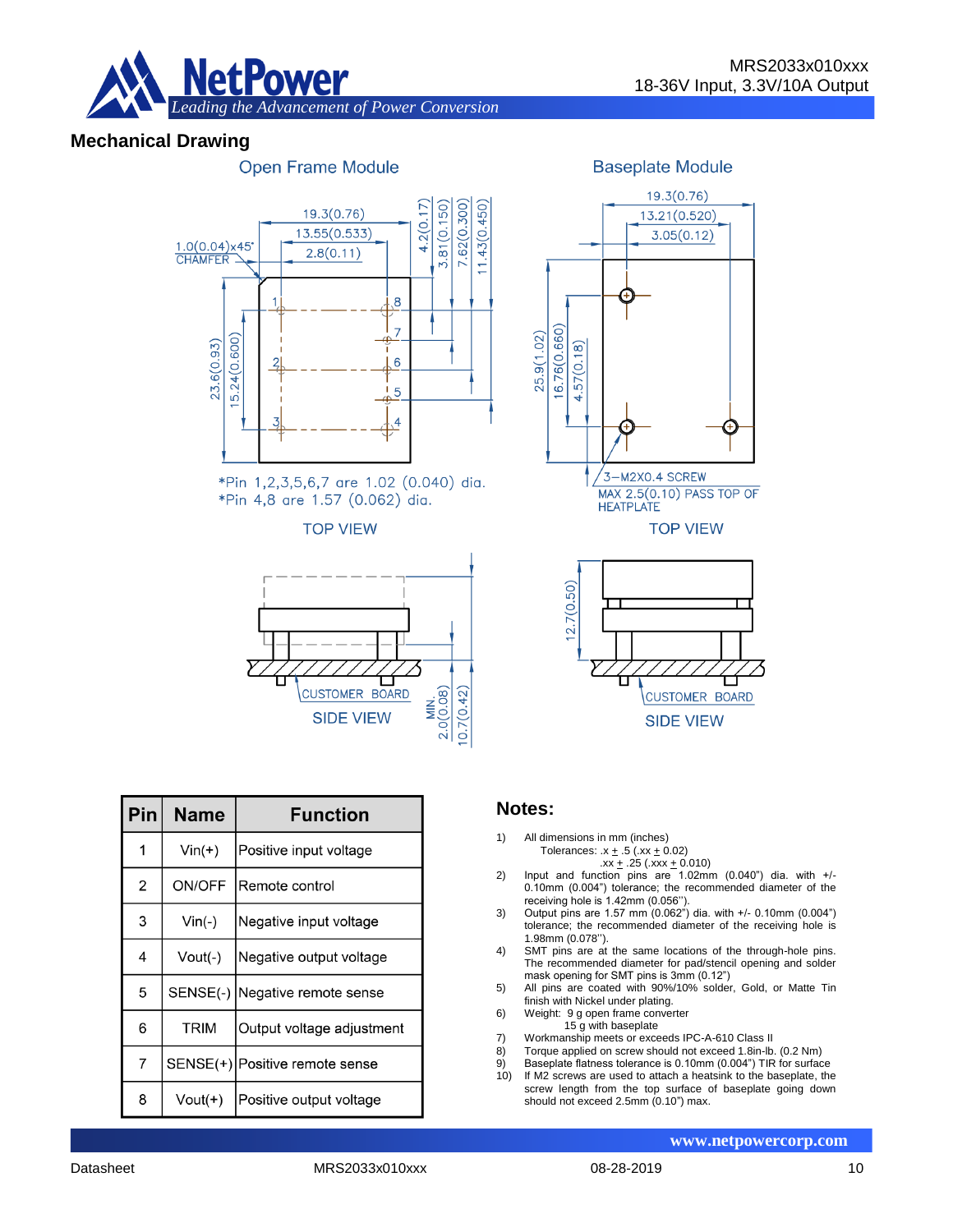## Mechanical Drawing

Open Frame Module

19.3(0.76)
13.55(0.533)
2.8(0.11)
1.0(0.04)x45°
CHAMFER
4.2(0.17)
3.81(0.150)
7.62(0.300)
11.43(0.450)
23.6(0.93)
15.24(0.600)

*Pin 1,2,3,5,6,7 are 1.02 (0.040) dia.
*Pin 4,8 are 1.57 (0.062) dia.

TOP VIEW

CUSTOMER BOARD
MIN. 2.0(0.08)
10.7(0.42)

SIDE VIEW

Baseplate Module

19.3(0.76)
13.21(0.520)
3.05(0.12)
25.9(1.02)
16.76(0.660)
4.57(0.18)
3–M2X0.4 SCREW
MAX 2.5(0.10) PASS TOP OF HEATPLATE

TOP VIEW

12.7(0.50)
CUSTOMER BOARD

SIDE VIEW

| Pin | Name | Function |
|---|---|---|
| 1 | Vin(+) | Positive input voltage |
| 2 | ON/OFF | Remote control |
| 3 | Vin(-) | Negative input voltage |
| 4 | Vout(-) | Negative output voltage |
| 5 | SENSE(-) | Negative remote sense |
| 6 | TRIM | Output voltage adjustment |
| 7 | SENSE(+) | Positive remote sense |
| 8 | Vout(+) | Positive output voltage |

## Notes:

1) All dimensions in mm (inches)
   Tolerances: .x ± .5 (.xx ± 0.02)
   .xx ± .25 (.xxx ± 0.010)
2) Input and function pins are 1.02mm (0.040") dia. with +/- 0.10mm (0.004") tolerance; the recommended diameter of the receiving hole is 1.42mm (0.056'').
3) Output pins are 1.57 mm (0.062") dia. with +/- 0.10mm (0.004") tolerance; the recommended diameter of the receiving hole is 1.98mm (0.078'').
4) SMT pins are at the same locations of the through-hole pins. The recommended diameter for pad/stencil opening and solder mask opening for SMT pins is 3mm (0.12")
5) All pins are coated with 90%/10% solder, Gold, or Matte Tin finish with Nickel under plating.
6) Weight: 9 g open frame converter
   15 g with baseplate
7) Workmanship meets or exceeds IPC-A-610 Class II
8) Torque applied on screw should not exceed 1.8in-lb. (0.2 Nm)
9) Baseplate flatness tolerance is 0.10mm (0.004") TIR for surface
10) If M2 screws are used to attach a heatsink to the baseplate, the screw length from the top surface of baseplate going down should not exceed 2.5mm (0.10") max.